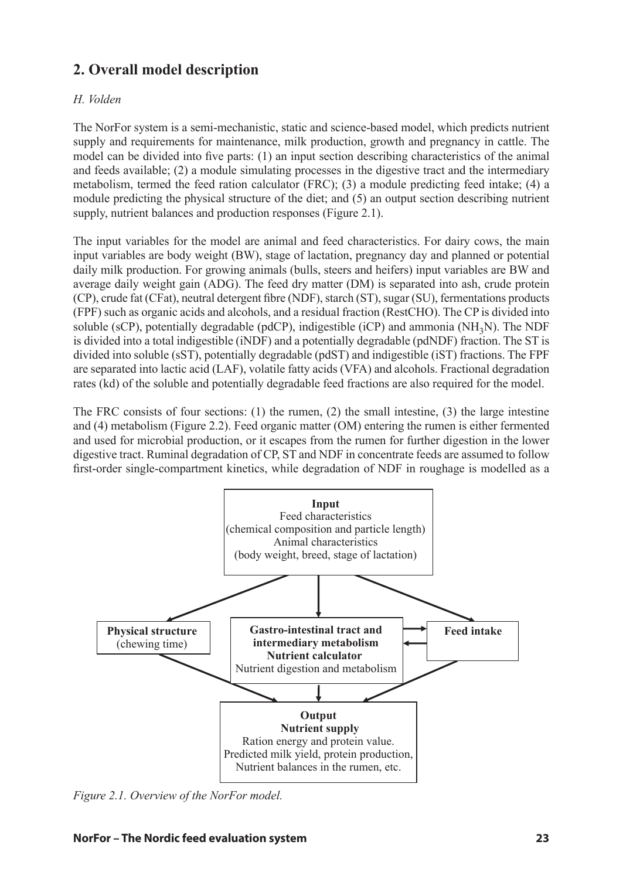## 2. Overall model description

*H. Volden*

The NorFor system is a semi-mechanistic, static and science-based model, which predicts nutrient supply and requirements for maintenance, milk production, growth and pregnancy in cattle. The model can be divided into five parts: (1) an input section describing characteristics of the animal and feeds available; (2) a module simulating processes in the digestive tract and the intermediary metabolism, termed the feed ration calculator (FRC); (3) a module predicting feed intake; (4) a module predicting the physical structure of the diet; and (5) an output section describing nutrient supply, nutrient balances and production responses (Figure 2.1).

The input variables for the model are animal and feed characteristics. For dairy cows, the main input variables are body weight (BW), stage of lactation, pregnancy day and planned or potential daily milk production. For growing animals (bulls, steers and heifers) input variables are BW and average daily weight gain (ADG). The feed dry matter (DM) is separated into ash, crude protein (CP), crude fat (CFat), neutral detergent fibre (NDF), starch (ST), sugar (SU), fermentations products (FPF) such as organic acids and alcohols, and a residual fraction (RestCHO). The CP is divided into soluble (sCP), potentially degradable (pdCP), indigestible (iCP) and ammonia ($NH_3N$). The NDF is divided into a total indigestible (iNDF) and a potentially degradable (pdNDF) fraction. The ST is divided into soluble (sST), potentially degradable (pdST) and indigestible (iST) fractions. The FPF are separated into lactic acid (LAF), volatile fatty acids (VFA) and alcohols. Fractional degradation rates (kd) of the soluble and potentially degradable feed fractions are also required for the model.

The FRC consists of four sections: (1) the rumen, (2) the small intestine, (3) the large intestine and (4) metabolism (Figure 2.2). Feed organic matter (OM) entering the rumen is either fermented and used for microbial production, or it escapes from the rumen for further digestion in the lower digestive tract. Ruminal degradation of CP, ST and NDF in concentrate feeds are assumed to follow first-order single-compartment kinetics, while degradation of NDF in roughage is modelled as a

**Input**
Feed characteristics
(chemical composition and particle length)
Animal characteristics
(body weight, breed, stage of lactation)

**Physical structure**
(chewing time)

**Gastro-intestinal tract and intermediary metabolism**
**Nutrient calculator**
Nutrient digestion and metabolism

**Feed intake**

**Output**
**Nutrient supply**
Ration energy and protein value.
Predicted milk yield, protein production,
Nutrient balances in the rumen, etc.

*Figure 2.1. Overview of the NorFor model.*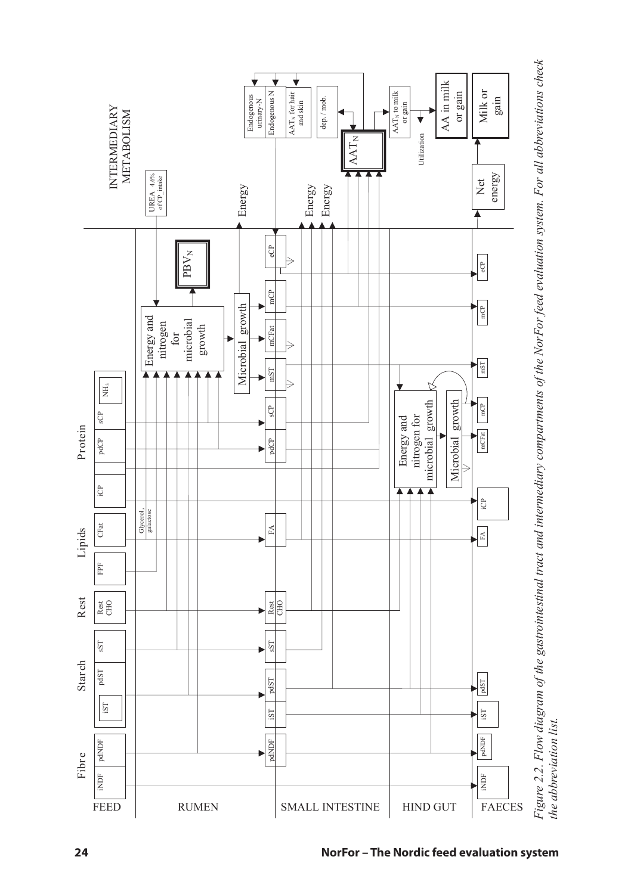*Figure 2.2. Flow diagram of the gastrointestinal tract and intermediary compartments of the NorFor feed evaluation system. For all abbreviations check the abbreviation list.*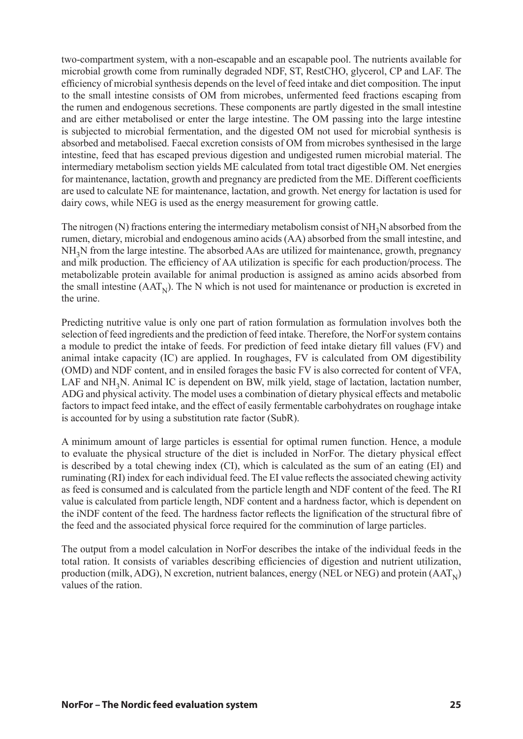two-compartment system, with a non-escapable and an escapable pool. The nutrients available for microbial growth come from ruminally degraded NDF, ST, RestCHO, glycerol, CP and LAF. The efficiency of microbial synthesis depends on the level of feed intake and diet composition. The input to the small intestine consists of OM from microbes, unfermented feed fractions escaping from the rumen and endogenous secretions. These components are partly digested in the small intestine and are either metabolised or enter the large intestine. The OM passing into the large intestine is subjected to microbial fermentation, and the digested OM not used for microbial synthesis is absorbed and metabolised. Faecal excretion consists of OM from microbes synthesised in the large intestine, feed that has escaped previous digestion and undigested rumen microbial material. The intermediary metabolism section yields ME calculated from total tract digestible OM. Net energies for maintenance, lactation, growth and pregnancy are predicted from the ME. Different coefficients are used to calculate NE for maintenance, lactation, and growth. Net energy for lactation is used for dairy cows, while NEG is used as the energy measurement for growing cattle.

The nitrogen (N) fractions entering the intermediary metabolism consist of $NH_3N$ absorbed from the rumen, dietary, microbial and endogenous amino acids (AA) absorbed from the small intestine, and $NH_3N$ from the large intestine. The absorbed AAs are utilized for maintenance, growth, pregnancy and milk production. The efficiency of AA utilization is specific for each production/process. The metabolizable protein available for animal production is assigned as amino acids absorbed from the small intestine ($AAT_N$). The N which is not used for maintenance or production is excreted in the urine.

Predicting nutritive value is only one part of ration formulation as formulation involves both the selection of feed ingredients and the prediction of feed intake. Therefore, the NorFor system contains a module to predict the intake of feeds. For prediction of feed intake dietary fill values (FV) and animal intake capacity (IC) are applied. In roughages, FV is calculated from OM digestibility (OMD) and NDF content, and in ensiled forages the basic FV is also corrected for content of VFA, LAF and $NH_3N$. Animal IC is dependent on BW, milk yield, stage of lactation, lactation number, ADG and physical activity. The model uses a combination of dietary physical effects and metabolic factors to impact feed intake, and the effect of easily fermentable carbohydrates on roughage intake is accounted for by using a substitution rate factor (SubR).

A minimum amount of large particles is essential for optimal rumen function. Hence, a module to evaluate the physical structure of the diet is included in NorFor. The dietary physical effect is described by a total chewing index (CI), which is calculated as the sum of an eating (EI) and ruminating (RI) index for each individual feed. The EI value reflects the associated chewing activity as feed is consumed and is calculated from the particle length and NDF content of the feed. The RI value is calculated from particle length, NDF content and a hardness factor, which is dependent on the iNDF content of the feed. The hardness factor reflects the lignification of the structural fibre of the feed and the associated physical force required for the comminution of large particles.

The output from a model calculation in NorFor describes the intake of the individual feeds in the total ration. It consists of variables describing efficiencies of digestion and nutrient utilization, production (milk, ADG), N excretion, nutrient balances, energy (NEL or NEG) and protein ($AAT_N$) values of the ration.